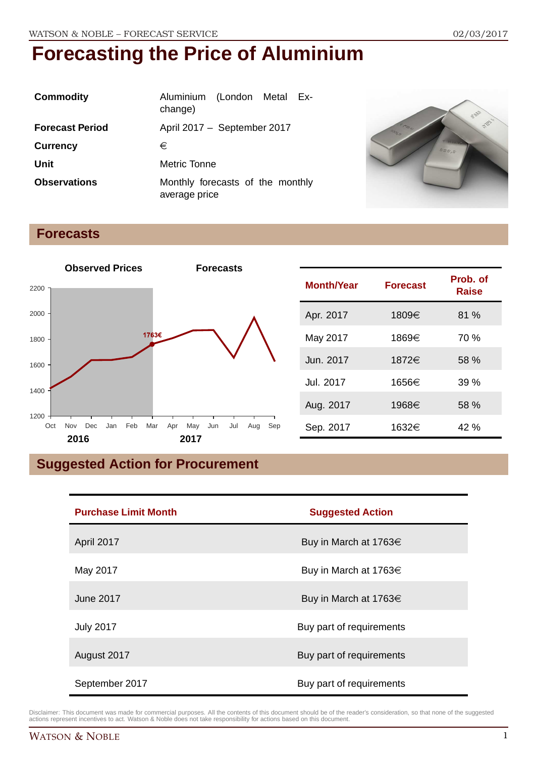# Forecasting the Price of Aluminium

| | |
|---|---|
| **Commodity** | Aluminium (London Metal Exchange) |
| **Forecast Period** | April 2017 – September 2017 |
| **Currency** | € |
| **Unit** | Metric Tonne |
| **Observations** | Monthly forecasts of the monthly average price |

## Forecasts

| Month/Year | Forecast | Prob. of Raise |
|---|---|---|
| Apr. 2017 | 1809€ | 81 % |
| May 2017 | 1869€ | 70 % |
| Jun. 2017 | 1872€ | 58 % |
| Jul. 2017 | 1656€ | 39 % |
| Aug. 2017 | 1968€ | 58 % |
| Sep. 2017 | 1632€ | 42 % |

## Suggested Action for Procurement

| Purchase Limit Month | Suggested Action |
|---|---|
| April 2017 | Buy in March at 1763€ |
| May 2017 | Buy in March at 1763€ |
| June 2017 | Buy in March at 1763€ |
| July 2017 | Buy part of requirements |
| August 2017 | Buy part of requirements |
| September 2017 | Buy part of requirements |

Disclaimer: This document was made for commercial purposes. All the contents of this document should be of the reader's consideration, so that none of the suggested actions represent incentives to act. Watson & Noble does not take responsibility for actions based on this document.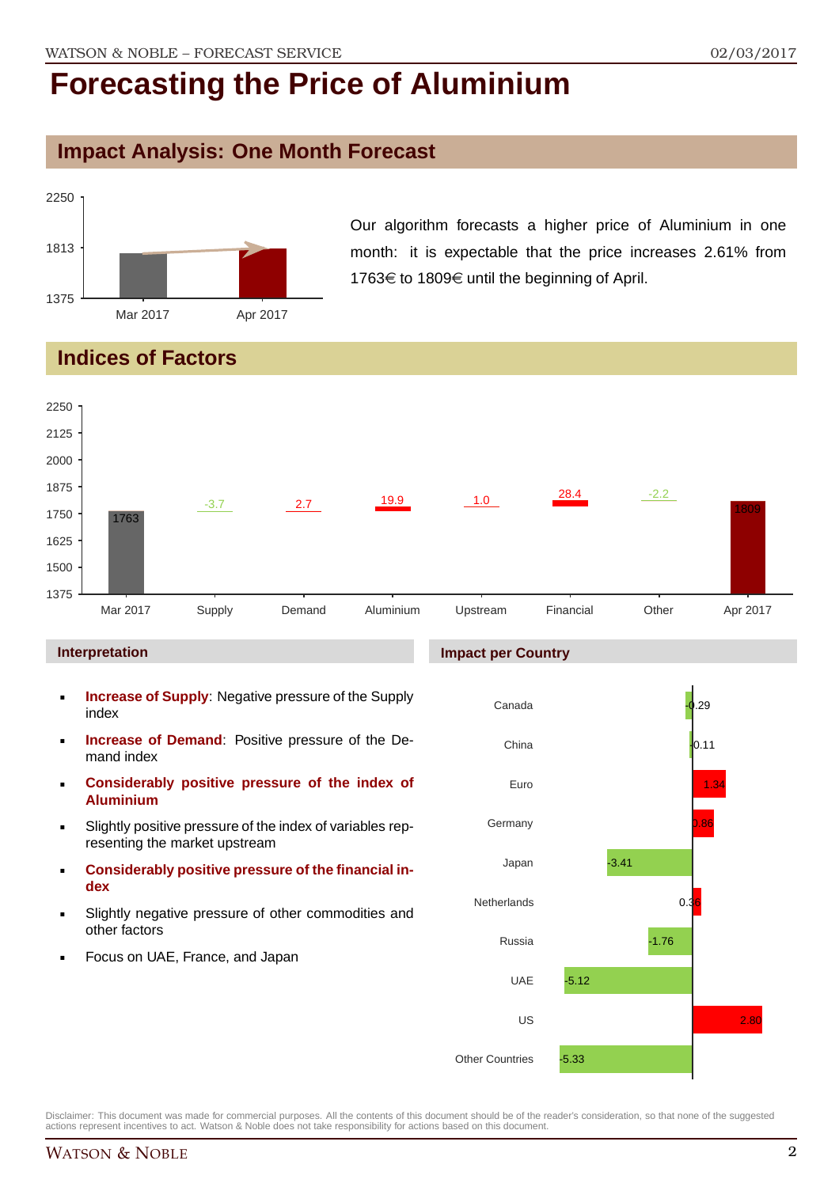# Forecasting the Price of Aluminium

## Impact Analysis: One Month Forecast

Our algorithm forecasts a higher price of Aluminium in one month: it is expectable that the price increases 2.61% from 1763€ to 1809€ until the beginning of April.

## Indices of Factors

| Mar 2017 | Supply | Demand | Aluminium | Upstream | Financial | Other | Apr 2017 |
|---|---|---|---|---|---|---|---|
| 1763 | -3.7 | 2.7 | 19.9 | 1.0 | 28.4 | -2.2 | 1809 |

### Interpretation

- **Increase of Supply**: Negative pressure of the Supply index
- **Increase of Demand**: Positive pressure of the Demand index
- **Considerably positive pressure of the index of Aluminium**
- Slightly positive pressure of the index of variables representing the market upstream
- **Considerably positive pressure of the financial index**
- Slightly negative pressure of other commodities and other factors
- Focus on UAE, France, and Japan

### Impact per Country

| Country | Impact |
|---|---|
| Canada | -0.29 |
| China | 0.11 |
| Euro | 1.34 |
| Germany | 0.86 |
| Japan | -3.41 |
| Netherlands | 0.36 |
| Russia | -1.76 |
| UAE | -5.12 |
| US | 2.80 |
| Other Countries | -5.33 |

Disclaimer: This document was made for commercial purposes. All the contents of this document should be of the reader's consideration, so that none of the suggested actions represent incentives to act. Watson & Noble does not take responsibility for actions based on this document.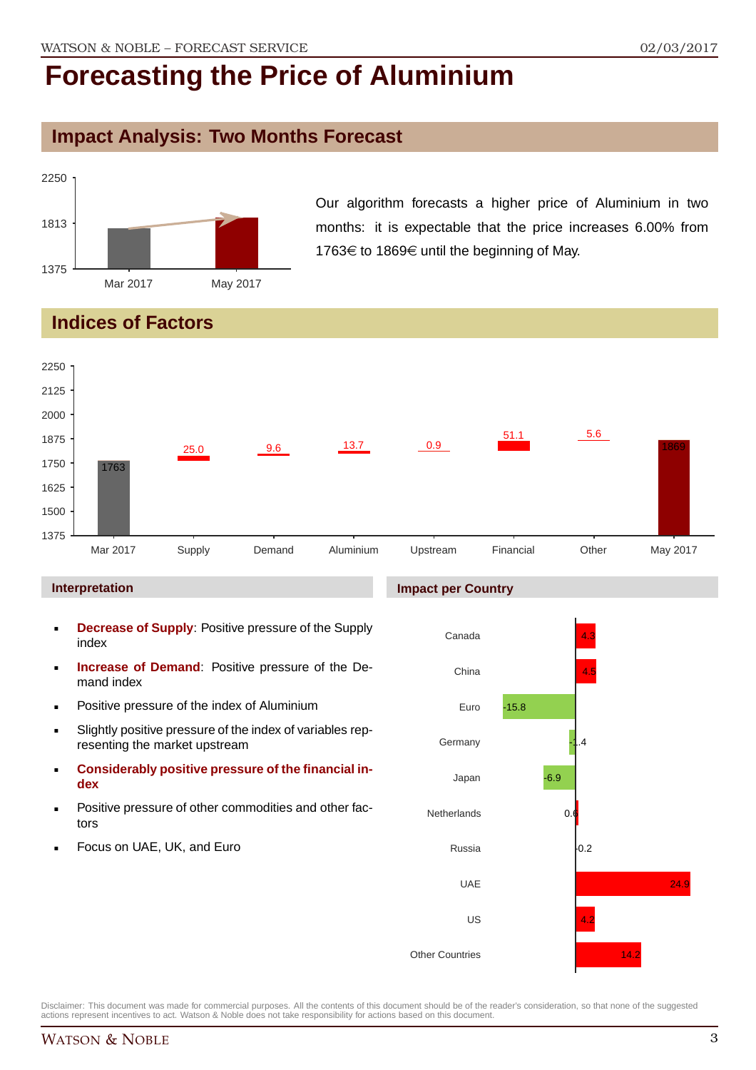# Forecasting the Price of Aluminium

## Impact Analysis: Two Months Forecast

Our algorithm forecasts a higher price of Aluminium in two months: it is expectable that the price increases 6.00% from 1763€ to 1869€ until the beginning of May.

## Indices of Factors

| | Mar 2017 | Supply | Demand | Aluminium | Upstream | Financial | Other | May 2017 |
|---|---|---|---|---|---|---|---|---|
| Value | 1763 | 25.0 | 9.6 | 13.7 | 0.9 | 51.1 | 5.6 | 1869 |

### Interpretation

- **Decrease of Supply**: Positive pressure of the Supply index
- **Increase of Demand**: Positive pressure of the Demand index
- Positive pressure of the index of Aluminium
- Slightly positive pressure of the index of variables representing the market upstream
- **Considerably positive pressure of the financial index**
- Positive pressure of other commodities and other factors
- Focus on UAE, UK, and Euro

### Impact per Country

| Country | Impact |
|---|---|
| Canada | 4.3 |
| China | 4.5 |
| Euro | -15.8 |
| Germany | -1.4 |
| Japan | -6.9 |
| Netherlands | 0.6 |
| Russia | -0.2 |
| UAE | 24.9 |
| US | 4.2 |
| Other Countries | 14.2 |

Disclaimer: This document was made for commercial purposes. All the contents of this document should be of the reader's consideration, so that none of the suggested actions represent incentives to act. Watson & Noble does not take responsibility for actions based on this document.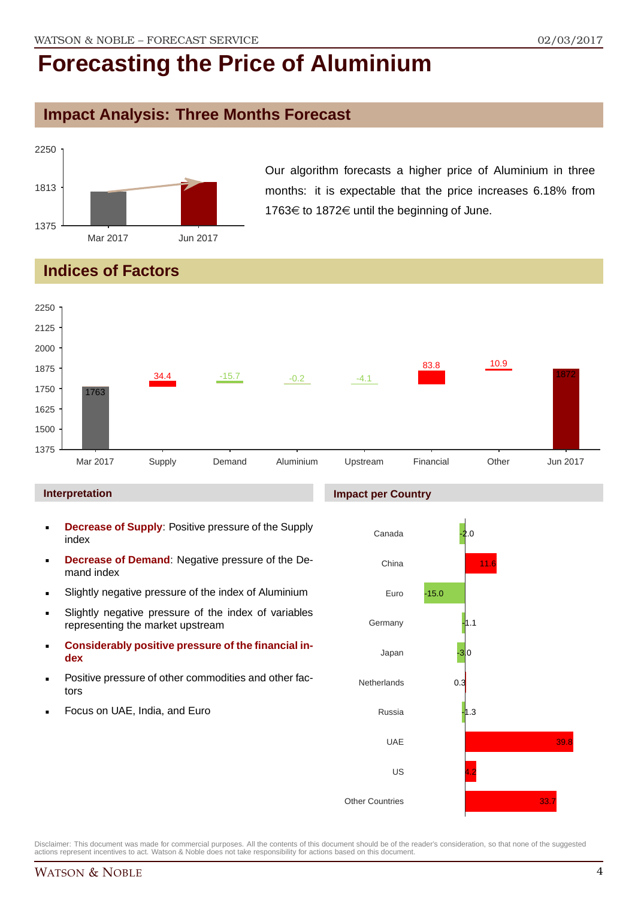# Forecasting the Price of Aluminium

## Impact Analysis: Three Months Forecast

Our algorithm forecasts a higher price of Aluminium in three months: it is expectable that the price increases 6.18% from 1763€ to 1872€ until the beginning of June.

## Indices of Factors

| | Mar 2017 | Supply | Demand | Aluminium | Upstream | Financial | Other | Jun 2017 |
|---|---|---|---|---|---|---|---|---|
| Value | 1763 | 34.4 | -15.7 | -0.2 | -4.1 | 83.8 | 10.9 | 1872 |

### Interpretation

- **Decrease of Supply**: Positive pressure of the Supply index
- **Decrease of Demand**: Negative pressure of the Demand index
- Slightly negative pressure of the index of Aluminium
- Slightly negative pressure of the index of variables representing the market upstream
- **Considerably positive pressure of the financial index**
- Positive pressure of other commodities and other factors
- Focus on UAE, India, and Euro

### Impact per Country

| Country | Impact |
|---|---|
| Canada | -2.0 |
| China | 11.6 |
| Euro | -15.0 |
| Germany | -1.1 |
| Japan | -3.0 |
| Netherlands | 0.3 |
| Russia | -1.3 |
| UAE | 39.8 |
| US | 4.2 |
| Other Countries | 33.7 |

Disclaimer: This document was made for commercial purposes. All the contents of this document should be of the reader's consideration, so that none of the suggested actions represent incentives to act. Watson & Noble does not take responsibility for actions based on this document.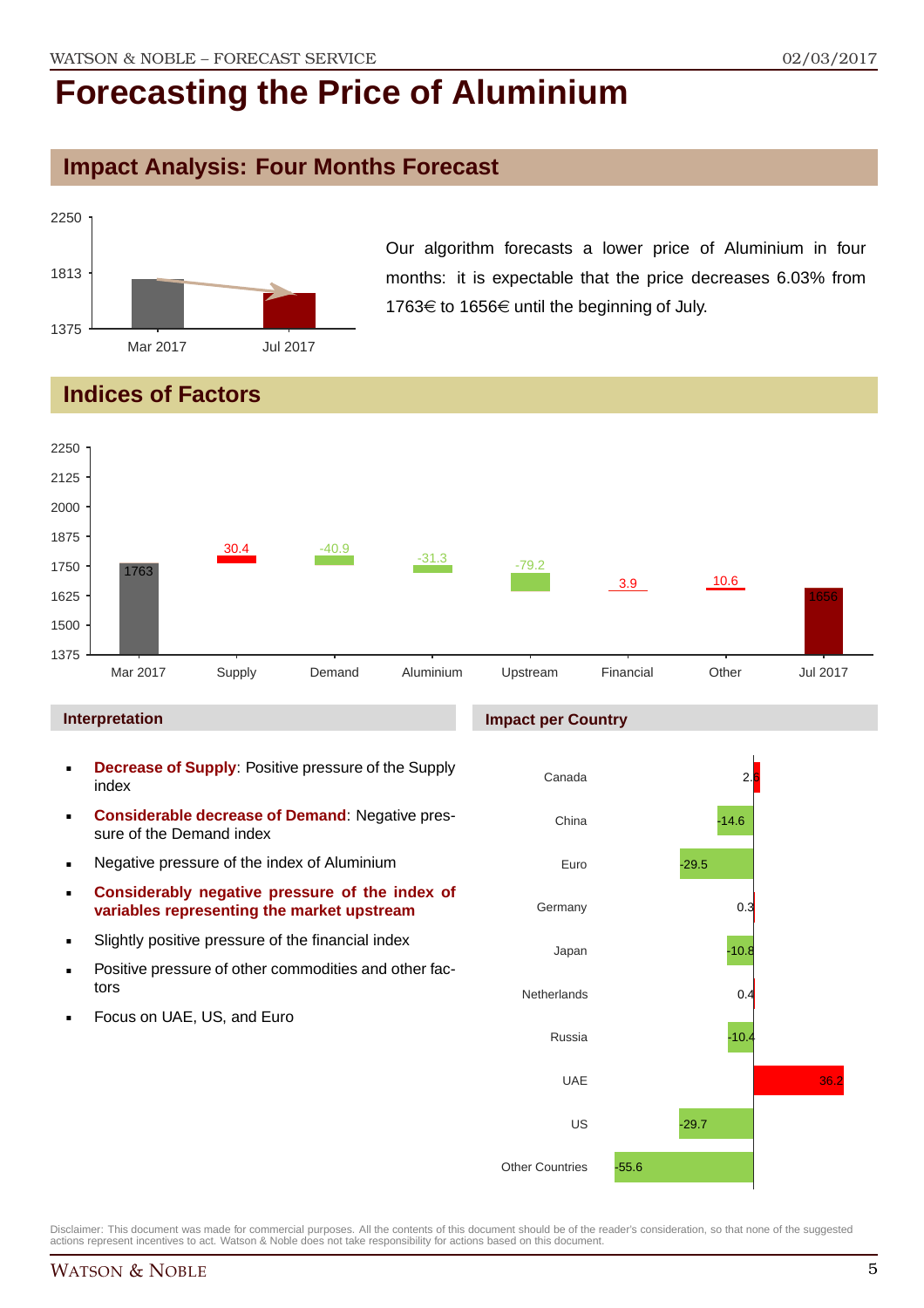# Forecasting the Price of Aluminium

## Impact Analysis: Four Months Forecast

Our algorithm forecasts a lower price of Aluminium in four months: it is expectable that the price decreases 6.03% from 1763€ to 1656€ until the beginning of July.

| | Mar 2017 | Jul 2017 |
|---|---|---|
| Price (€) | 1763 | 1656 |

## Indices of Factors

| Mar 2017 | Supply | Demand | Aluminium | Upstream | Financial | Other | Jul 2017 |
|---|---|---|---|---|---|---|---|
| 1763 | 30.4 | -40.9 | -31.3 | -79.2 | 3.9 | 10.6 | 1656 |

### Interpretation

- **Decrease of Supply**: Positive pressure of the Supply index
- **Considerable decrease of Demand**: Negative pressure of the Demand index
- Negative pressure of the index of Aluminium
- **Considerably negative pressure of the index of variables representing the market upstream**
- Slightly positive pressure of the financial index
- Positive pressure of other commodities and other factors
- Focus on UAE, US, and Euro

### Impact per Country

| Country | Impact |
|---|---|
| Canada | 2.6 |
| China | -14.6 |
| Euro | -29.5 |
| Germany | 0.3 |
| Japan | -10.8 |
| Netherlands | 0.4 |
| Russia | -10.4 |
| UAE | 36.2 |
| US | -29.7 |
| Other Countries | -55.6 |

Disclaimer: This document was made for commercial purposes. All the contents of this document should be of the reader's consideration, so that none of the suggested actions represent incentives to act. Watson & Noble does not take responsibility for actions based on this document.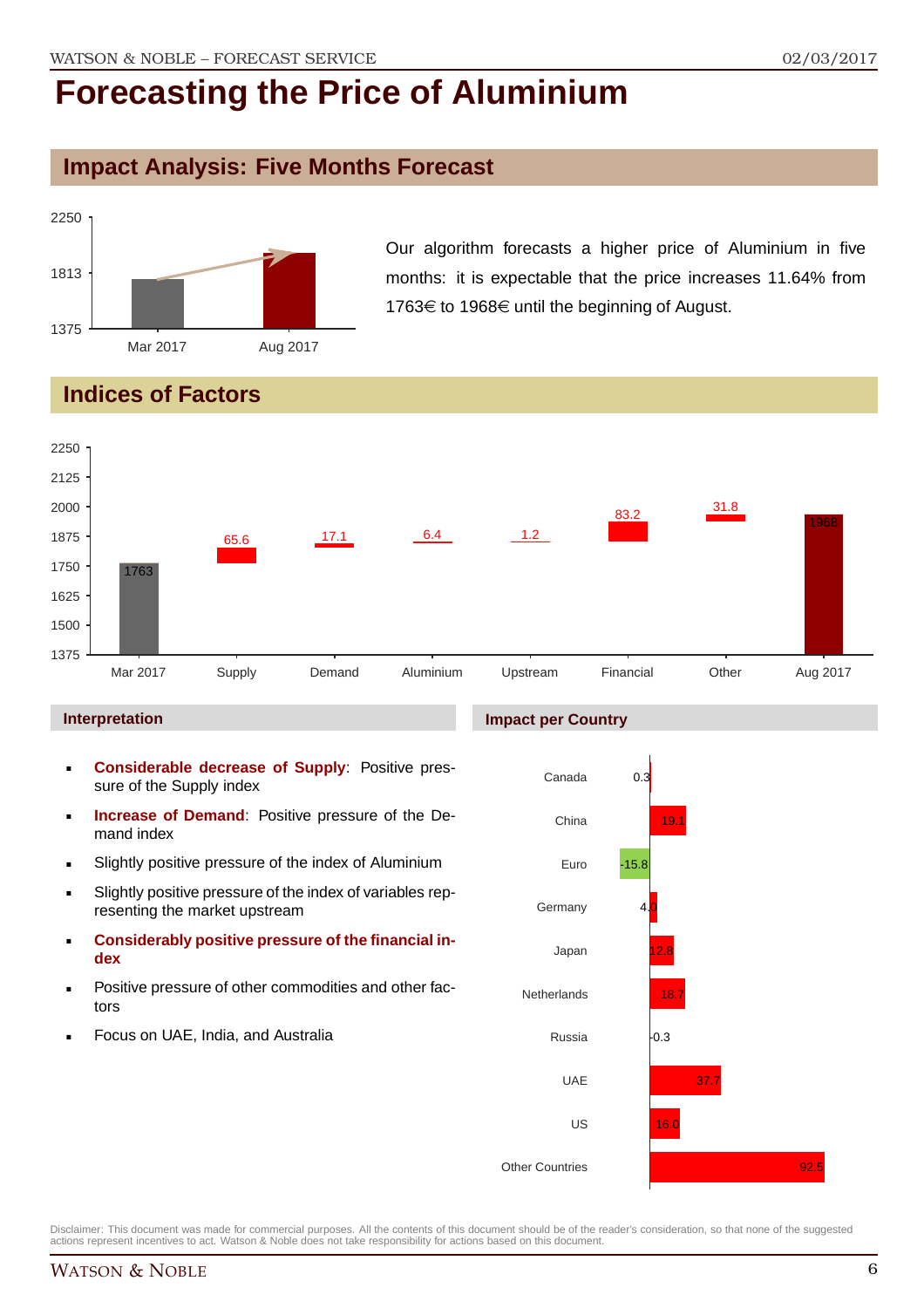# Forecasting the Price of Aluminium

## Impact Analysis: Five Months Forecast

Our algorithm forecasts a higher price of Aluminium in five months: it is expectable that the price increases 11.64% from 1763€ to 1968€ until the beginning of August.

## Indices of Factors

| | Mar 2017 | Supply | Demand | Aluminium | Upstream | Financial | Other | Aug 2017 |
|---|---|---|---|---|---|---|---|---|
| Value | 1763 | 65.6 | 17.1 | 6.4 | 1.2 | 83.2 | 31.8 | 1968 |

### Interpretation

- **Considerable decrease of Supply**: Positive pressure of the Supply index
- **Increase of Demand**: Positive pressure of the Demand index
- Slightly positive pressure of the index of Aluminium
- Slightly positive pressure of the index of variables representing the market upstream
- **Considerably positive pressure of the financial index**
- Positive pressure of other commodities and other factors
- Focus on UAE, India, and Australia

### Impact per Country

| Country | Impact |
|---|---|
| Canada | 0.3 |
| China | 19.1 |
| Euro | -15.8 |
| Germany | 4.0 |
| Japan | 12.8 |
| Netherlands | 18.7 |
| Russia | -0.3 |
| UAE | 37.7 |
| US | 16.0 |
| Other Countries | 92.5 |

Disclaimer: This document was made for commercial purposes. All the contents of this document should be of the reader's consideration, so that none of the suggested actions represent incentives to act. Watson & Noble does not take responsibility for actions based on this document.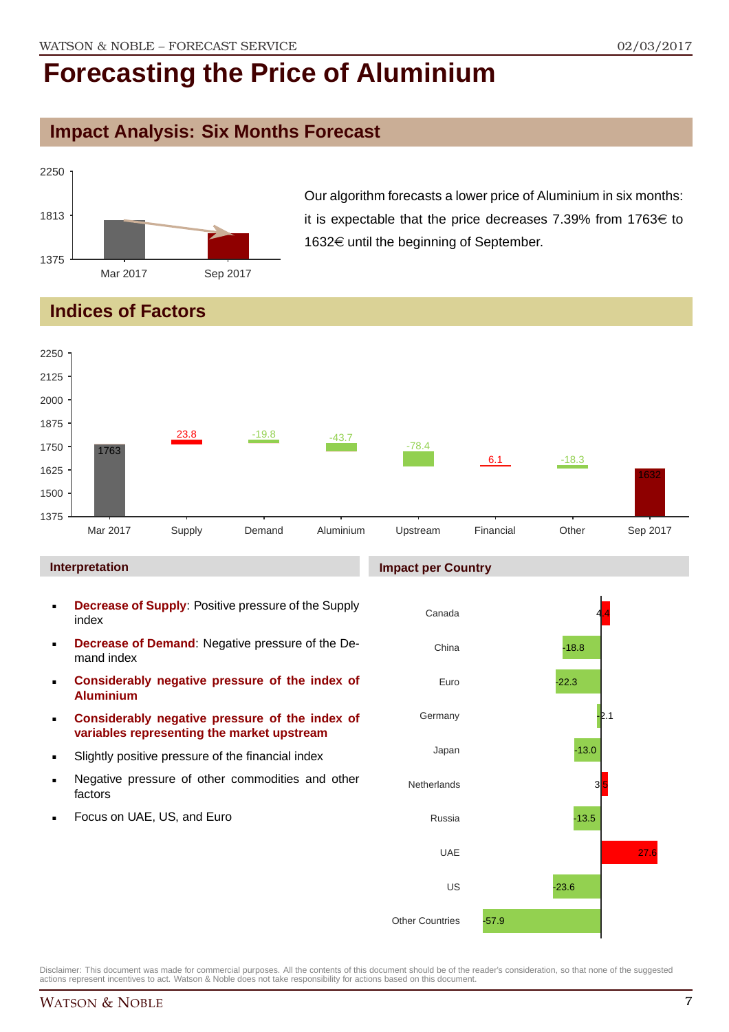# Forecasting the Price of Aluminium

## Impact Analysis: Six Months Forecast

Our algorithm forecasts a lower price of Aluminium in six months: it is expectable that the price decreases 7.39% from 1763€ to 1632€ until the beginning of September.

## Indices of Factors

| | Mar 2017 | Supply | Demand | Aluminium | Upstream | Financial | Other | Sep 2017 |
|---|---|---|---|---|---|---|---|---|
| Value | 1763 | 23.8 | -19.8 | -43.7 | -78.4 | 6.1 | -18.3 | 1632 |

### Interpretation

- **Decrease of Supply**: Positive pressure of the Supply index
- **Decrease of Demand**: Negative pressure of the Demand index
- **Considerably negative pressure of the index of Aluminium**
- **Considerably negative pressure of the index of variables representing the market upstream**
- Slightly positive pressure of the financial index
- Negative pressure of other commodities and other factors
- Focus on UAE, US, and Euro

### Impact per Country

| Country | Impact |
|---|---|
| Canada | 4.4 |
| China | -18.8 |
| Euro | -22.3 |
| Germany | -2.1 |
| Japan | -13.0 |
| Netherlands | 3.5 |
| Russia | -13.5 |
| UAE | 27.6 |
| US | -23.6 |
| Other Countries | -57.9 |

Disclaimer: This document was made for commercial purposes. All the contents of this document should be of the reader's consideration, so that none of the suggested actions represent incentives to act. Watson & Noble does not take responsibility for actions based on this document.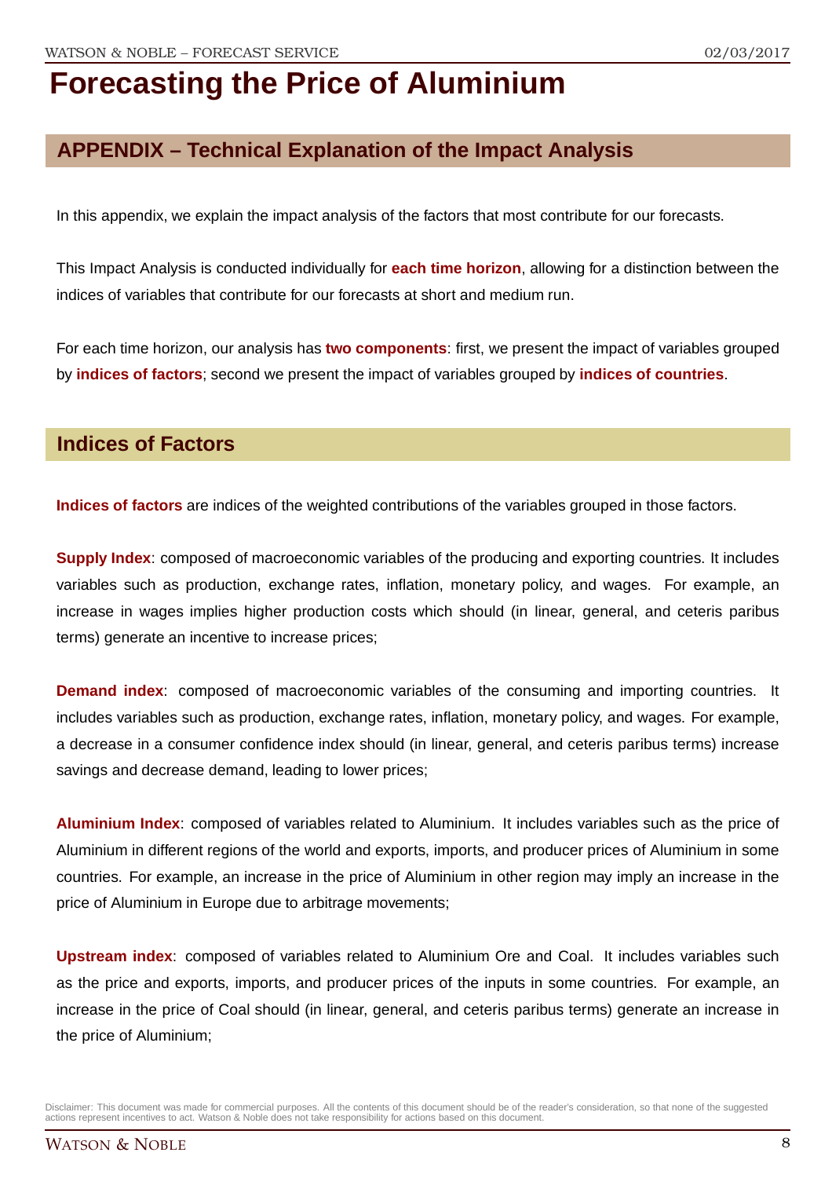# Forecasting the Price of Aluminium

## APPENDIX – Technical Explanation of the Impact Analysis

In this appendix, we explain the impact analysis of the factors that most contribute for our forecasts.

This Impact Analysis is conducted individually for **each time horizon**, allowing for a distinction between the indices of variables that contribute for our forecasts at short and medium run.

For each time horizon, our analysis has **two components**: first, we present the impact of variables grouped by **indices of factors**; second we present the impact of variables grouped by **indices of countries**.

## Indices of Factors

**Indices of factors** are indices of the weighted contributions of the variables grouped in those factors.

**Supply Index**: composed of macroeconomic variables of the producing and exporting countries. It includes variables such as production, exchange rates, inflation, monetary policy, and wages. For example, an increase in wages implies higher production costs which should (in linear, general, and ceteris paribus terms) generate an incentive to increase prices;

**Demand index**: composed of macroeconomic variables of the consuming and importing countries. It includes variables such as production, exchange rates, inflation, monetary policy, and wages. For example, a decrease in a consumer confidence index should (in linear, general, and ceteris paribus terms) increase savings and decrease demand, leading to lower prices;

**Aluminium Index**: composed of variables related to Aluminium. It includes variables such as the price of Aluminium in different regions of the world and exports, imports, and producer prices of Aluminium in some countries. For example, an increase in the price of Aluminium in other region may imply an increase in the price of Aluminium in Europe due to arbitrage movements;

**Upstream index**: composed of variables related to Aluminium Ore and Coal. It includes variables such as the price and exports, imports, and producer prices of the inputs in some countries. For example, an increase in the price of Coal should (in linear, general, and ceteris paribus terms) generate an increase in the price of Aluminium;

Disclaimer: This document was made for commercial purposes. All the contents of this document should be of the reader's consideration, so that none of the suggested actions represent incentives to act. Watson & Noble does not take responsibility for actions based on this document.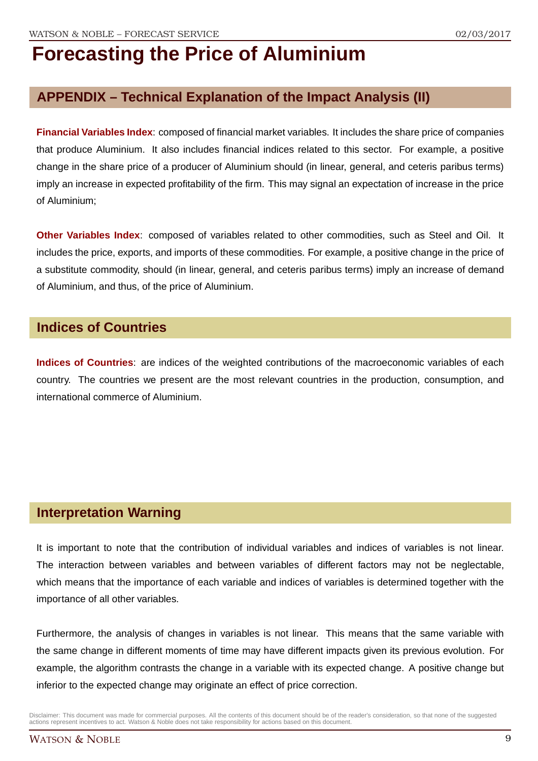# Forecasting the Price of Aluminium

## APPENDIX – Technical Explanation of the Impact Analysis (II)

**Financial Variables Index**: composed of financial market variables. It includes the share price of companies that produce Aluminium. It also includes financial indices related to this sector. For example, a positive change in the share price of a producer of Aluminium should (in linear, general, and ceteris paribus terms) imply an increase in expected profitability of the firm. This may signal an expectation of increase in the price of Aluminium;

**Other Variables Index**: composed of variables related to other commodities, such as Steel and Oil. It includes the price, exports, and imports of these commodities. For example, a positive change in the price of a substitute commodity, should (in linear, general, and ceteris paribus terms) imply an increase of demand of Aluminium, and thus, of the price of Aluminium.

## Indices of Countries

**Indices of Countries**: are indices of the weighted contributions of the macroeconomic variables of each country. The countries we present are the most relevant countries in the production, consumption, and international commerce of Aluminium.

## Interpretation Warning

It is important to note that the contribution of individual variables and indices of variables is not linear. The interaction between variables and between variables of different factors may not be neglectable, which means that the importance of each variable and indices of variables is determined together with the importance of all other variables.

Furthermore, the analysis of changes in variables is not linear. This means that the same variable with the same change in different moments of time may have different impacts given its previous evolution. For example, the algorithm contrasts the change in a variable with its expected change. A positive change but inferior to the expected change may originate an effect of price correction.

Disclaimer: This document was made for commercial purposes. All the contents of this document should be of the reader's consideration, so that none of the suggested actions represent incentives to act. Watson & Noble does not take responsibility for actions based on this document.